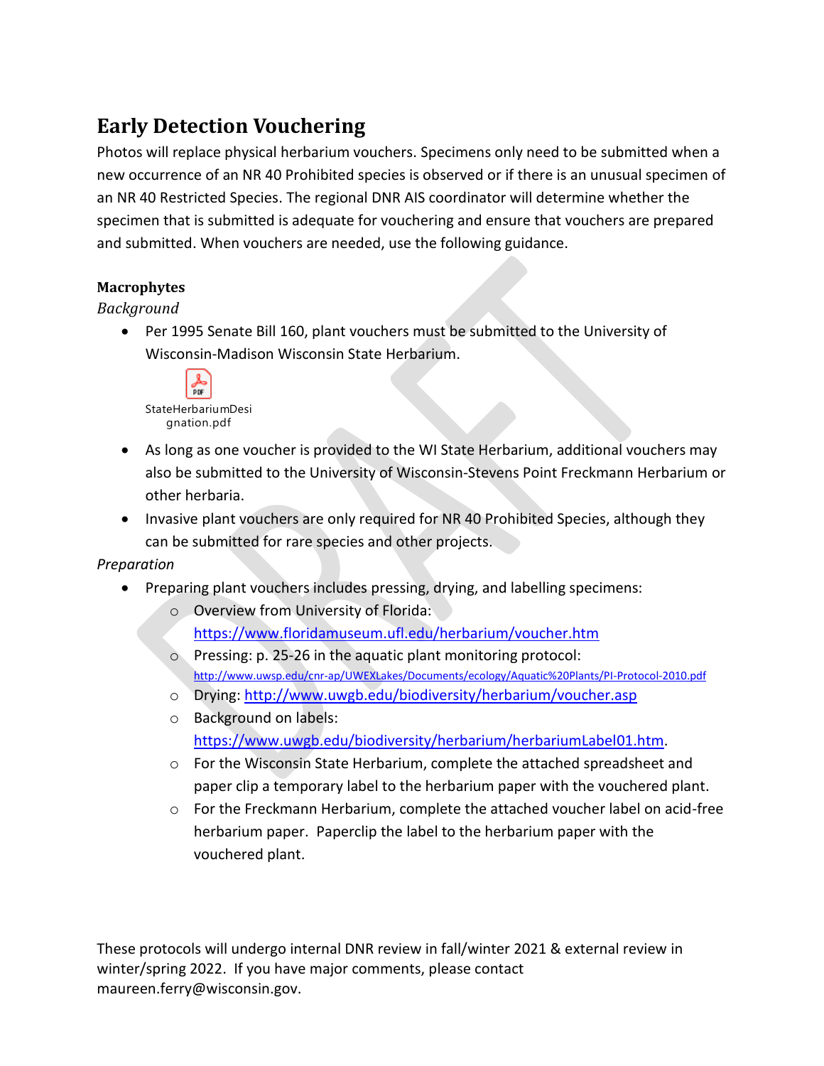# Early Detection Vouchering

Photos will replace physical herbarium vouchers. Specimens only need to be submitted when a new occurrence of an NR 40 Prohibited species is observed or if there is an unusual specimen of an NR 40 Restricted Species. The regional DNR AIS coordinator will determine whether the specimen that is submitted is adequate for vouchering and ensure that vouchers are prepared and submitted. When vouchers are needed, use the following guidance.

**Macrophytes**

*Background*

- Per 1995 Senate Bill 160, plant vouchers must be submitted to the University of Wisconsin-Madison Wisconsin State Herbarium.

  StateHerbariumDesignation.pdf

- As long as one voucher is provided to the WI State Herbarium, additional vouchers may also be submitted to the University of Wisconsin-Stevens Point Freckmann Herbarium or other herbaria.
- Invasive plant vouchers are only required for NR 40 Prohibited Species, although they can be submitted for rare species and other projects.

*Preparation*

- Preparing plant vouchers includes pressing, drying, and labelling specimens:
  - Overview from University of Florida: https://www.floridamuseum.ufl.edu/herbarium/voucher.htm
  - Pressing: p. 25-26 in the aquatic plant monitoring protocol: http://www.uwsp.edu/cnr-ap/UWEXLakes/Documents/ecology/Aquatic%20Plants/PI-Protocol-2010.pdf
  - Drying: http://www.uwgb.edu/biodiversity/herbarium/voucher.asp
  - Background on labels: https://www.uwgb.edu/biodiversity/herbarium/herbariumLabel01.htm.
  - For the Wisconsin State Herbarium, complete the attached spreadsheet and paper clip a temporary label to the herbarium paper with the vouchered plant.
  - For the Freckmann Herbarium, complete the attached voucher label on acid-free herbarium paper. Paperclip the label to the herbarium paper with the vouchered plant.

These protocols will undergo internal DNR review in fall/winter 2021 & external review in winter/spring 2022. If you have major comments, please contact maureen.ferry@wisconsin.gov.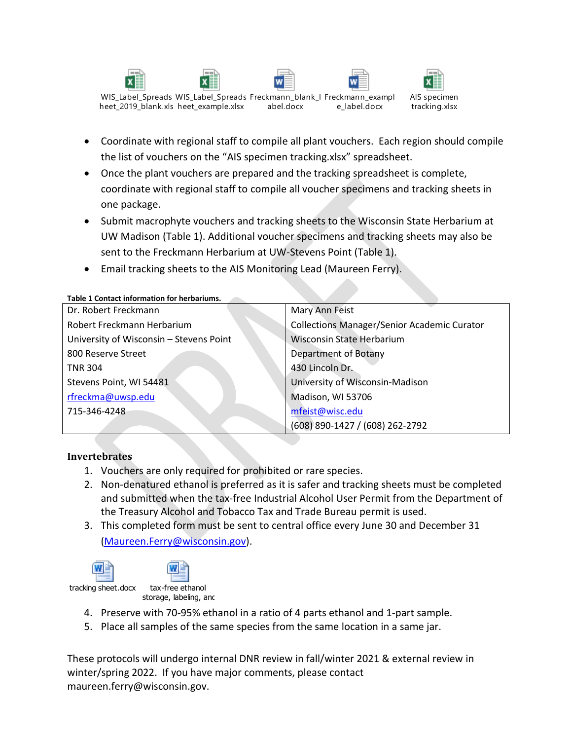WIS_Label_Spreadsheet_2019_blank.xls WIS_Label_Spreadsheet_example.xlsx Freckmann_blank_label.docx Freckmann_example_label.docx AIS specimen tracking.xlsx

- Coordinate with regional staff to compile all plant vouchers. Each region should compile the list of vouchers on the "AIS specimen tracking.xlsx" spreadsheet.
- Once the plant vouchers are prepared and the tracking spreadsheet is complete, coordinate with regional staff to compile all voucher specimens and tracking sheets in one package.
- Submit macrophyte vouchers and tracking sheets to the Wisconsin State Herbarium at UW Madison (Table 1). Additional voucher specimens and tracking sheets may also be sent to the Freckmann Herbarium at UW-Stevens Point (Table 1).
- Email tracking sheets to the AIS Monitoring Lead (Maureen Ferry).

**Table 1 Contact information for herbariums.**

| | |
|---|---|
| Dr. Robert Freckmann | Mary Ann Feist |
| Robert Freckmann Herbarium | Collections Manager/Senior Academic Curator |
| University of Wisconsin – Stevens Point | Wisconsin State Herbarium |
| 800 Reserve Street | Department of Botany |
| TNR 304 | 430 Lincoln Dr. |
| Stevens Point, WI 54481 | University of Wisconsin-Madison |
| rfreckma@uwsp.edu | Madison, WI 53706 |
| 715-346-4248 | mfeist@wisc.edu |
| | (608) 890-1427 / (608) 262-2792 |

### Invertebrates

1. Vouchers are only required for prohibited or rare species.
2. Non-denatured ethanol is preferred as it is safer and tracking sheets must be completed and submitted when the tax-free Industrial Alcohol User Permit from the Department of the Treasury Alcohol and Tobacco Tax and Trade Bureau permit is used.
3. This completed form must be sent to central office every June 30 and December 31 (Maureen.Ferry@wisconsin.gov).

tracking sheet.docx tax-free ethanol storage, labeling, and

4. Preserve with 70-95% ethanol in a ratio of 4 parts ethanol and 1-part sample.
5. Place all samples of the same species from the same location in a same jar.

These protocols will undergo internal DNR review in fall/winter 2021 & external review in winter/spring 2022. If you have major comments, please contact maureen.ferry@wisconsin.gov.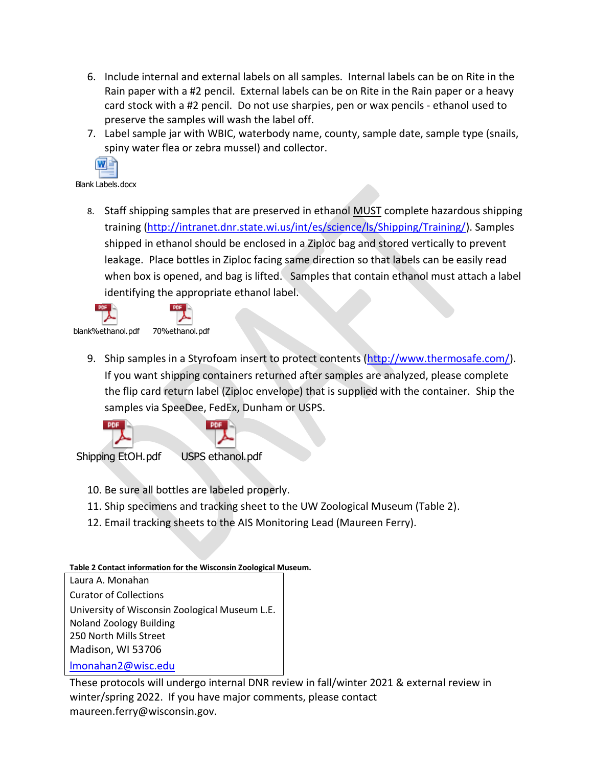6. Include internal and external labels on all samples. Internal labels can be on Rite in the Rain paper with a #2 pencil. External labels can be on Rite in the Rain paper or a heavy card stock with a #2 pencil. Do not use sharpies, pen or wax pencils - ethanol used to preserve the samples will wash the label off.
7. Label sample jar with WBIC, waterbody name, county, sample date, sample type (snails, spiny water flea or zebra mussel) and collector.

Blank Labels.docx

8. Staff shipping samples that are preserved in ethanol MUST complete hazardous shipping training (http://intranet.dnr.state.wi.us/int/es/science/ls/Shipping/Training/). Samples shipped in ethanol should be enclosed in a Ziploc bag and stored vertically to prevent leakage. Place bottles in Ziploc facing same direction so that labels can be easily read when box is opened, and bag is lifted. Samples that contain ethanol must attach a label identifying the appropriate ethanol label.

blank%ethanol.pdf 70%ethanol.pdf

9. Ship samples in a Styrofoam insert to protect contents (http://www.thermosafe.com/). If you want shipping containers returned after samples are analyzed, please complete the flip card return label (Ziploc envelope) that is supplied with the container. Ship the samples via SpeeDee, FedEx, Dunham or USPS.

Shipping EtOH.pdf USPS ethanol.pdf

10. Be sure all bottles are labeled properly.
11. Ship specimens and tracking sheet to the UW Zoological Museum (Table 2).
12. Email tracking sheets to the AIS Monitoring Lead (Maureen Ferry).

**Table 2 Contact information for the Wisconsin Zoological Museum.**

| Laura A. Monahan<br>Curator of Collections<br>University of Wisconsin Zoological Museum L.E. Noland Zoology Building<br>250 North Mills Street<br>Madison, WI 53706<br>lmonahan2@wisc.edu |
|---|

These protocols will undergo internal DNR review in fall/winter 2021 & external review in winter/spring 2022. If you have major comments, please contact maureen.ferry@wisconsin.gov.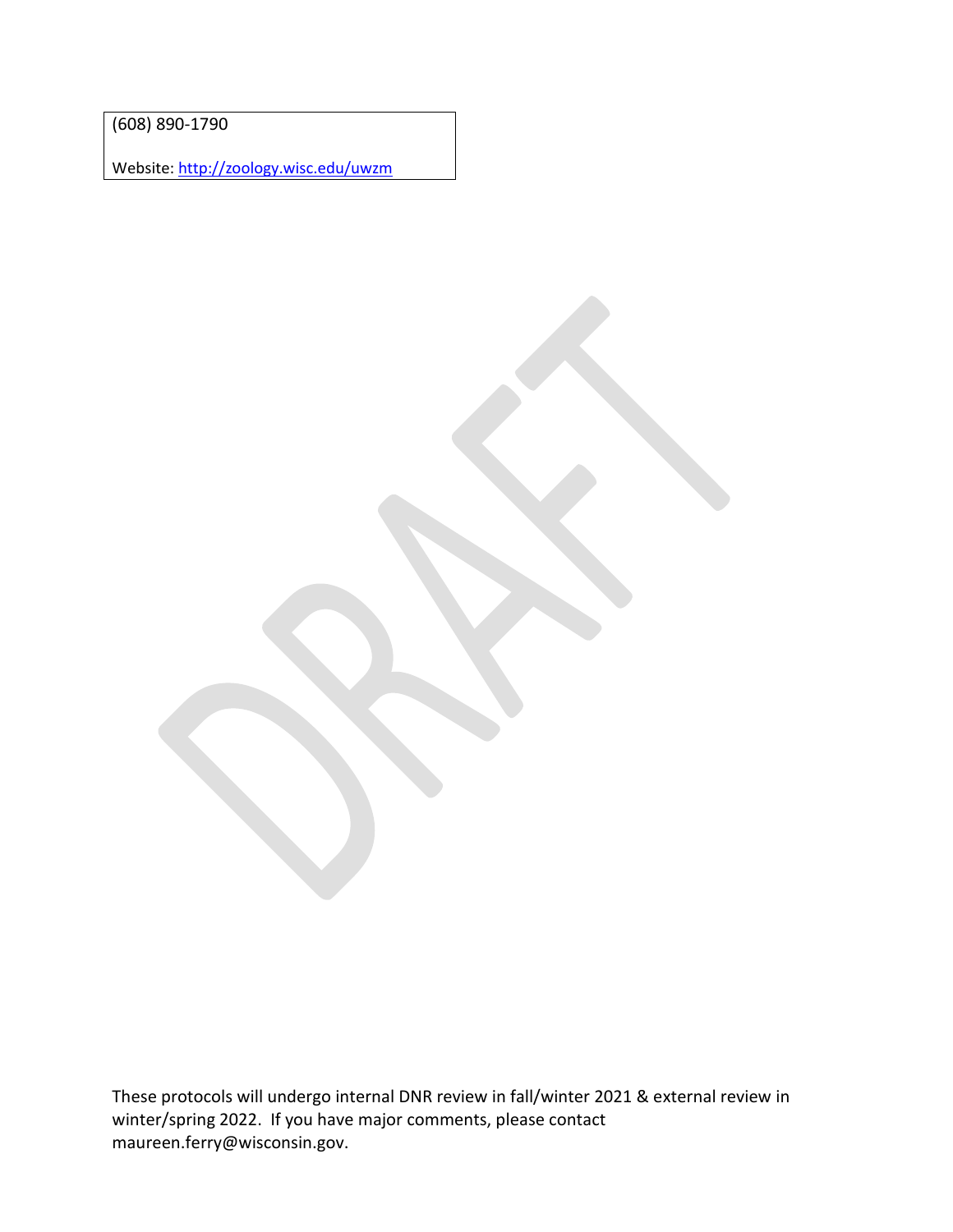(608) 890-1790

Website: [http://zoology.wisc.edu/uwzm](http://zoology.wisc.edu/uwzm)

These protocols will undergo internal DNR review in fall/winter 2021 & external review in winter/spring 2022. If you have major comments, please contact maureen.ferry@wisconsin.gov.